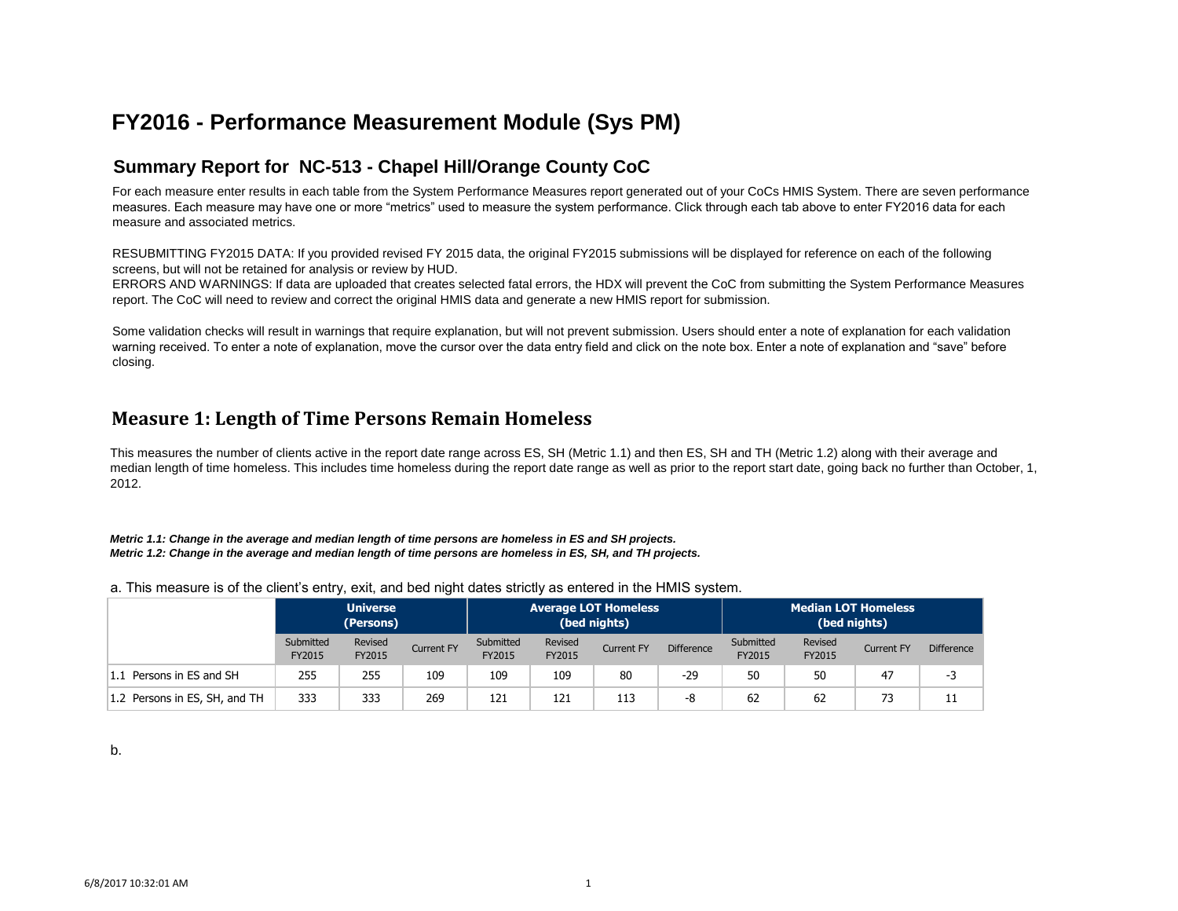# FY2016 - Performance Measurement Module (Sys PM)

## Summary Report for NC-513 - Chapel Hill/Orange County CoC

For each measure enter results in each table from the System Performance Measures report generated out of your CoCs HMIS System. There are seven performance measures. Each measure may have one or more "metrics" used to measure the system performance. Click through each tab above to enter FY2016 data for each measure and associated metrics.

RESUBMITTING FY2015 DATA: If you provided revised FY 2015 data, the original FY2015 submissions will be displayed for reference on each of the following screens, but will not be retained for analysis or review by HUD.
ERRORS AND WARNINGS: If data are uploaded that creates selected fatal errors, the HDX will prevent the CoC from submitting the System Performance Measures report. The CoC will need to review and correct the original HMIS data and generate a new HMIS report for submission.

Some validation checks will result in warnings that require explanation, but will not prevent submission. Users should enter a note of explanation for each validation warning received. To enter a note of explanation, move the cursor over the data entry field and click on the note box. Enter a note of explanation and "save" before closing.

## Measure 1: Length of Time Persons Remain Homeless

This measures the number of clients active in the report date range across ES, SH (Metric 1.1) and then ES, SH and TH (Metric 1.2) along with their average and median length of time homeless. This includes time homeless during the report date range as well as prior to the report start date, going back no further than October, 1, 2012.

***Metric 1.1: Change in the average and median length of time persons are homeless in ES and SH projects.***
***Metric 1.2: Change in the average and median length of time persons are homeless in ES, SH, and TH projects.***

a. This measure is of the client's entry, exit, and bed night dates strictly as entered in the HMIS system.

| | Universe (Persons) | | | Average LOT Homeless (bed nights) | | | | Median LOT Homeless (bed nights) | | | |
|---|---|---|---|---|---|---|---|---|---|---|---|
| | Submitted FY2015 | Revised FY2015 | Current FY | Submitted FY2015 | Revised FY2015 | Current FY | Difference | Submitted FY2015 | Revised FY2015 | Current FY | Difference |
| 1.1 Persons in ES and SH | 255 | 255 | 109 | 109 | 109 | 80 | -29 | 50 | 50 | 47 | -3 |
| 1.2 Persons in ES, SH, and TH | 333 | 333 | 269 | 121 | 121 | 113 | -8 | 62 | 62 | 73 | 11 |

b.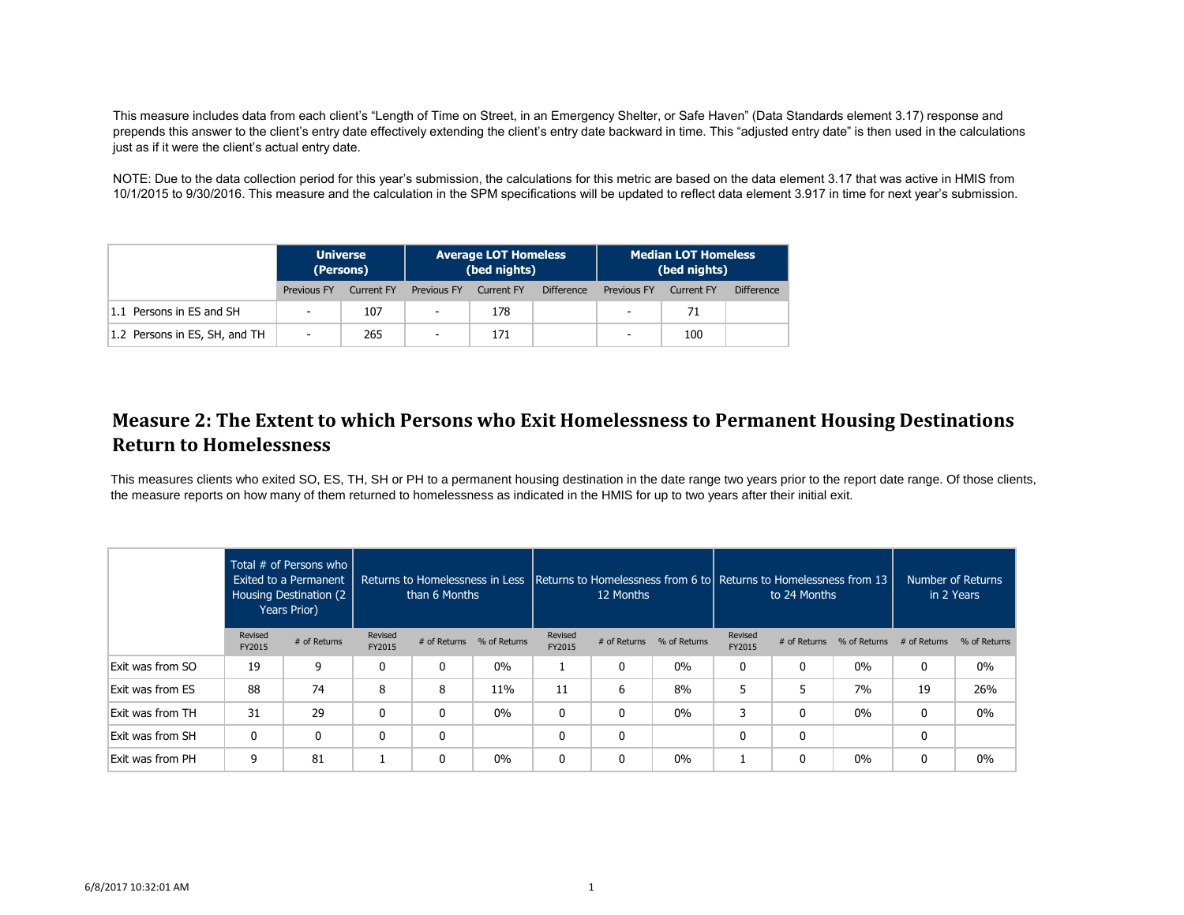This measure includes data from each client's "Length of Time on Street, in an Emergency Shelter, or Safe Haven" (Data Standards element 3.17) response and prepends this answer to the client's entry date effectively extending the client's entry date backward in time. This "adjusted entry date" is then used in the calculations just as if it were the client's actual entry date.

NOTE: Due to the data collection period for this year's submission, the calculations for this metric are based on the data element 3.17 that was active in HMIS from 10/1/2015 to 9/30/2016. This measure and the calculation in the SPM specifications will be updated to reflect data element 3.917 in time for next year's submission.

| | **Universe (Persons)** | | **Average LOT Homeless (bed nights)** | | | **Median LOT Homeless (bed nights)** | | |
|---|---|---|---|---|---|---|---|---|
| | Previous FY | Current FY | Previous FY | Current FY | Difference | Previous FY | Current FY | Difference |
| 1.1 Persons in ES and SH | - | 107 | - | 178 | | - | 71 | |
| 1.2 Persons in ES, SH, and TH | - | 265 | - | 171 | | - | 100 | |

## Measure 2: The Extent to which Persons who Exit Homelessness to Permanent Housing Destinations Return to Homelessness

This measures clients who exited SO, ES, TH, SH or PH to a permanent housing destination in the date range two years prior to the report date range. Of those clients, the measure reports on how many of them returned to homelessness as indicated in the HMIS for up to two years after their initial exit.

| | Total # of Persons who Exited to a Permanent Housing Destination (2 Years Prior) | | Returns to Homelessness in Less than 6 Months | | | Returns to Homelessness from 6 to 12 Months | | | Returns to Homelessness from 13 to 24 Months | | | Number of Returns in 2 Years | |
|---|---|---|---|---|---|---|---|---|---|---|---|---|---|
| | Revised FY2015 | # of Returns | Revised FY2015 | # of Returns | % of Returns | Revised FY2015 | # of Returns | % of Returns | Revised FY2015 | # of Returns | % of Returns | # of Returns | % of Returns |
| Exit was from SO | 19 | 9 | 0 | 0 | 0% | 1 | 0 | 0% | 0 | 0 | 0% | 0 | 0% |
| Exit was from ES | 88 | 74 | 8 | 8 | 11% | 11 | 6 | 8% | 5 | 5 | 7% | 19 | 26% |
| Exit was from TH | 31 | 29 | 0 | 0 | 0% | 0 | 0 | 0% | 3 | 0 | 0% | 0 | 0% |
| Exit was from SH | 0 | 0 | 0 | 0 | | 0 | 0 | | 0 | 0 | | 0 | |
| Exit was from PH | 9 | 81 | 1 | 0 | 0% | 0 | 0 | 0% | 1 | 0 | 0% | 0 | 0% |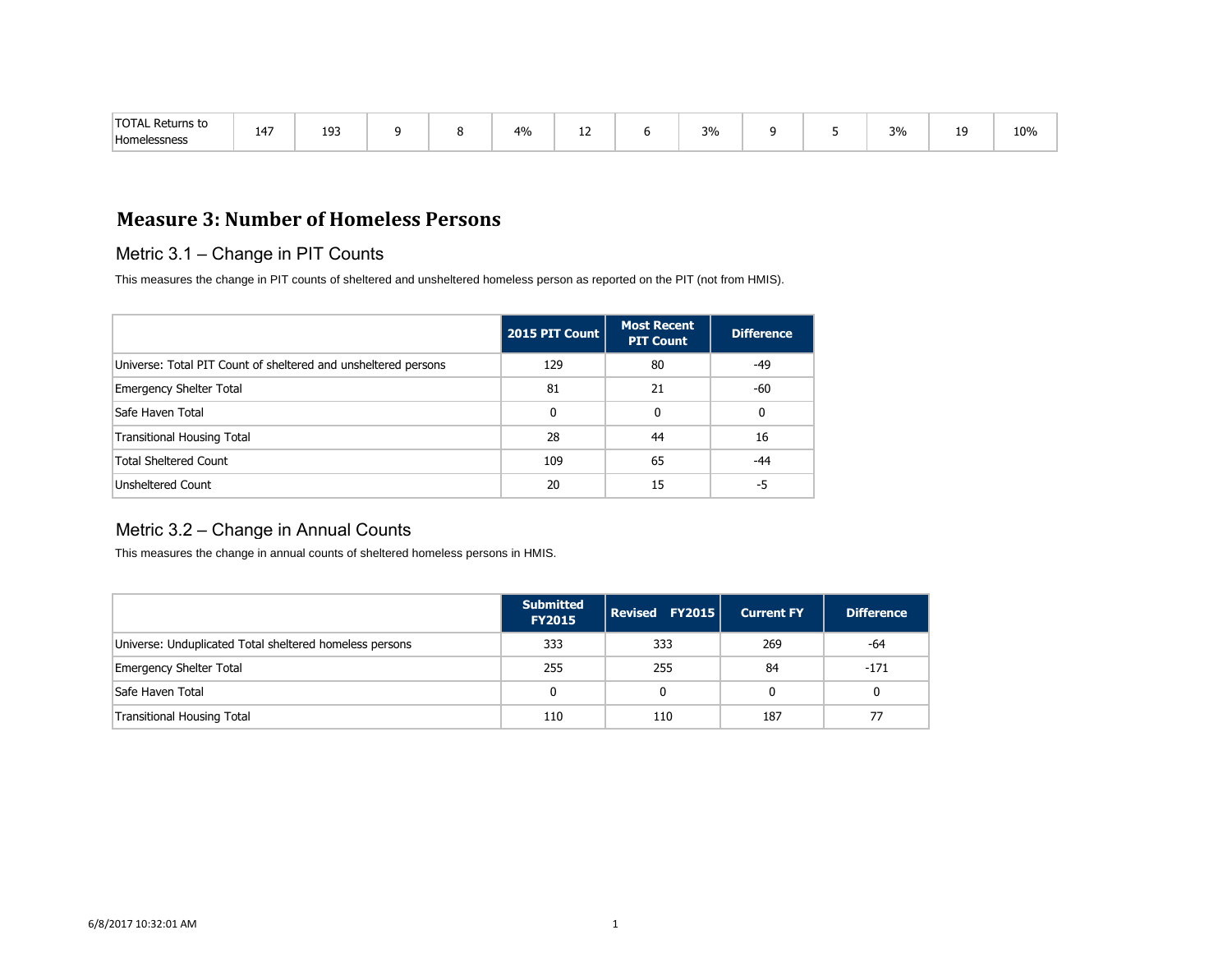| TOTAL Returns to Homelessness | 147 | 193 | 9 | 8 | 4% | 12 | 6 | 3% | 9 | 5 | 3% | 19 | 10% |
|---|---|---|---|---|---|---|---|---|---|---|---|---|---|

## Measure 3: Number of Homeless Persons

### Metric 3.1 – Change in PIT Counts

This measures the change in PIT counts of sheltered and unsheltered homeless person as reported on the PIT (not from HMIS).

| | 2015 PIT Count | Most Recent PIT Count | Difference |
|---|---|---|---|
| Universe: Total PIT Count of sheltered and unsheltered persons | 129 | 80 | -49 |
| Emergency Shelter Total | 81 | 21 | -60 |
| Safe Haven Total | 0 | 0 | 0 |
| Transitional Housing Total | 28 | 44 | 16 |
| Total Sheltered Count | 109 | 65 | -44 |
| Unsheltered Count | 20 | 15 | -5 |

### Metric 3.2 – Change in Annual Counts

This measures the change in annual counts of sheltered homeless persons in HMIS.

| | Submitted FY2015 | Revised FY2015 | Current FY | Difference |
|---|---|---|---|---|
| Universe: Unduplicated Total sheltered homeless persons | 333 | 333 | 269 | -64 |
| Emergency Shelter Total | 255 | 255 | 84 | -171 |
| Safe Haven Total | 0 | 0 | 0 | 0 |
| Transitional Housing Total | 110 | 110 | 187 | 77 |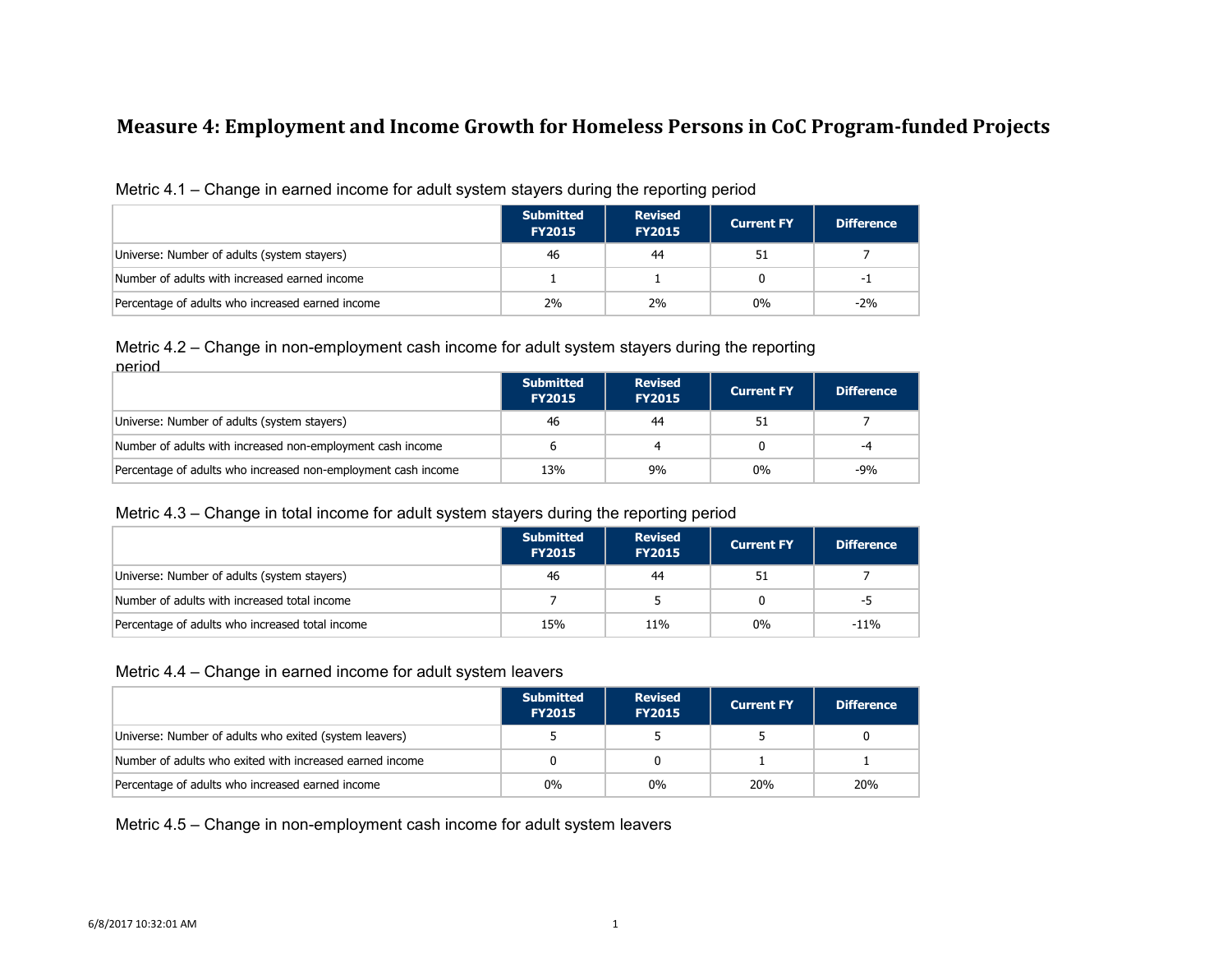# Measure 4: Employment and Income Growth for Homeless Persons in CoC Program-funded Projects

Metric 4.1 – Change in earned income for adult system stayers during the reporting period

| | Submitted FY2015 | Revised FY2015 | Current FY | Difference |
|---|---|---|---|---|
| Universe: Number of adults (system stayers) | 46 | 44 | 51 | 7 |
| Number of adults with increased earned income | 1 | 1 | 0 | -1 |
| Percentage of adults who increased earned income | 2% | 2% | 0% | -2% |

Metric 4.2 – Change in non-employment cash income for adult system stayers during the reporting period

| | Submitted FY2015 | Revised FY2015 | Current FY | Difference |
|---|---|---|---|---|
| Universe: Number of adults (system stayers) | 46 | 44 | 51 | 7 |
| Number of adults with increased non-employment cash income | 6 | 4 | 0 | -4 |
| Percentage of adults who increased non-employment cash income | 13% | 9% | 0% | -9% |

Metric 4.3 – Change in total income for adult system stayers during the reporting period

| | Submitted FY2015 | Revised FY2015 | Current FY | Difference |
|---|---|---|---|---|
| Universe: Number of adults (system stayers) | 46 | 44 | 51 | 7 |
| Number of adults with increased total income | 7 | 5 | 0 | -5 |
| Percentage of adults who increased total income | 15% | 11% | 0% | -11% |

Metric 4.4 – Change in earned income for adult system leavers

| | Submitted FY2015 | Revised FY2015 | Current FY | Difference |
|---|---|---|---|---|
| Universe: Number of adults who exited (system leavers) | 5 | 5 | 5 | 0 |
| Number of adults who exited with increased earned income | 0 | 0 | 1 | 1 |
| Percentage of adults who increased earned income | 0% | 0% | 20% | 20% |

Metric 4.5 – Change in non-employment cash income for adult system leavers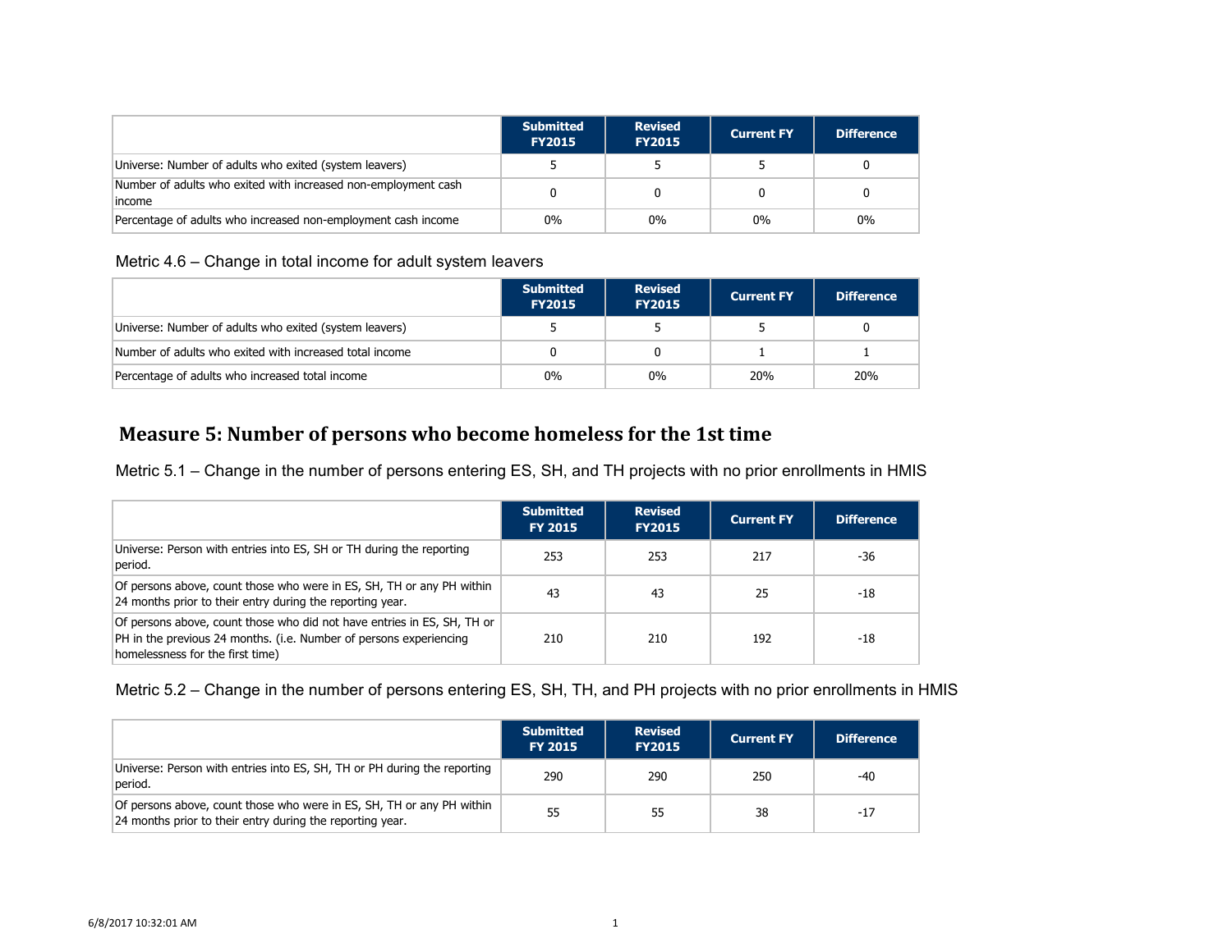| | Submitted FY2015 | Revised FY2015 | Current FY | Difference |
|---|---|---|---|---|
| Universe: Number of adults who exited (system leavers) | 5 | 5 | 5 | 0 |
| Number of adults who exited with increased non-employment cash income | 0 | 0 | 0 | 0 |
| Percentage of adults who increased non-employment cash income | 0% | 0% | 0% | 0% |

Metric 4.6 – Change in total income for adult system leavers

| | Submitted FY2015 | Revised FY2015 | Current FY | Difference |
|---|---|---|---|---|
| Universe: Number of adults who exited (system leavers) | 5 | 5 | 5 | 0 |
| Number of adults who exited with increased total income | 0 | 0 | 1 | 1 |
| Percentage of adults who increased total income | 0% | 0% | 20% | 20% |

## Measure 5: Number of persons who become homeless for the 1st time

Metric 5.1 – Change in the number of persons entering ES, SH, and TH projects with no prior enrollments in HMIS

| | Submitted FY 2015 | Revised FY2015 | Current FY | Difference |
|---|---|---|---|---|
| Universe: Person with entries into ES, SH or TH during the reporting period. | 253 | 253 | 217 | -36 |
| Of persons above, count those who were in ES, SH, TH or any PH within 24 months prior to their entry during the reporting year. | 43 | 43 | 25 | -18 |
| Of persons above, count those who did not have entries in ES, SH, TH or PH in the previous 24 months. (i.e. Number of persons experiencing homelessness for the first time) | 210 | 210 | 192 | -18 |

Metric 5.2 – Change in the number of persons entering ES, SH, TH, and PH projects with no prior enrollments in HMIS

| | Submitted FY 2015 | Revised FY2015 | Current FY | Difference |
|---|---|---|---|---|
| Universe: Person with entries into ES, SH, TH or PH during the reporting period. | 290 | 290 | 250 | -40 |
| Of persons above, count those who were in ES, SH, TH or any PH within 24 months prior to their entry during the reporting year. | 55 | 55 | 38 | -17 |

6/8/2017 10:32:01 AM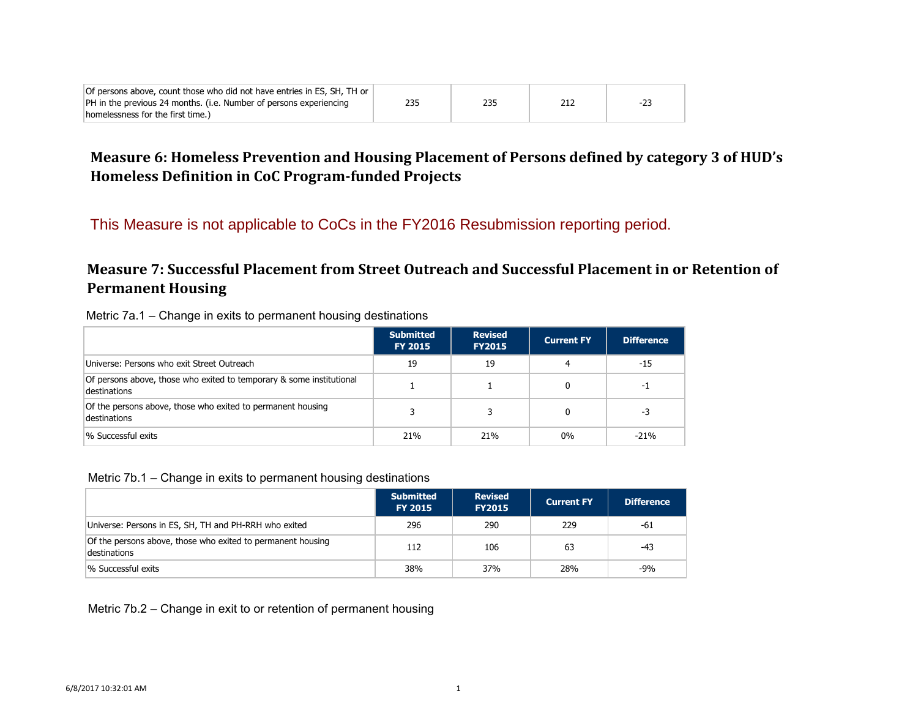| | | | | |
|---|---|---|---|---|
| Of persons above, count those who did not have entries in ES, SH, TH or PH in the previous 24 months. (i.e. Number of persons experiencing homelessness for the first time.) | 235 | 235 | 212 | -23 |

## Measure 6: Homeless Prevention and Housing Placement of Persons defined by category 3 of HUD's Homeless Definition in CoC Program-funded Projects

This Measure is not applicable to CoCs in the FY2016 Resubmission reporting period.

## Measure 7: Successful Placement from Street Outreach and Successful Placement in or Retention of Permanent Housing

Metric 7a.1 – Change in exits to permanent housing destinations

| | Submitted FY 2015 | Revised FY2015 | Current FY | Difference |
|---|---|---|---|---|
| Universe: Persons who exit Street Outreach | 19 | 19 | 4 | -15 |
| Of persons above, those who exited to temporary & some institutional destinations | 1 | 1 | 0 | -1 |
| Of the persons above, those who exited to permanent housing destinations | 3 | 3 | 0 | -3 |
| % Successful exits | 21% | 21% | 0% | -21% |

Metric 7b.1 – Change in exits to permanent housing destinations

| | Submitted FY 2015 | Revised FY2015 | Current FY | Difference |
|---|---|---|---|---|
| Universe: Persons in ES, SH, TH and PH-RRH who exited | 296 | 290 | 229 | -61 |
| Of the persons above, those who exited to permanent housing destinations | 112 | 106 | 63 | -43 |
| % Successful exits | 38% | 37% | 28% | -9% |

Metric 7b.2 – Change in exit to or retention of permanent housing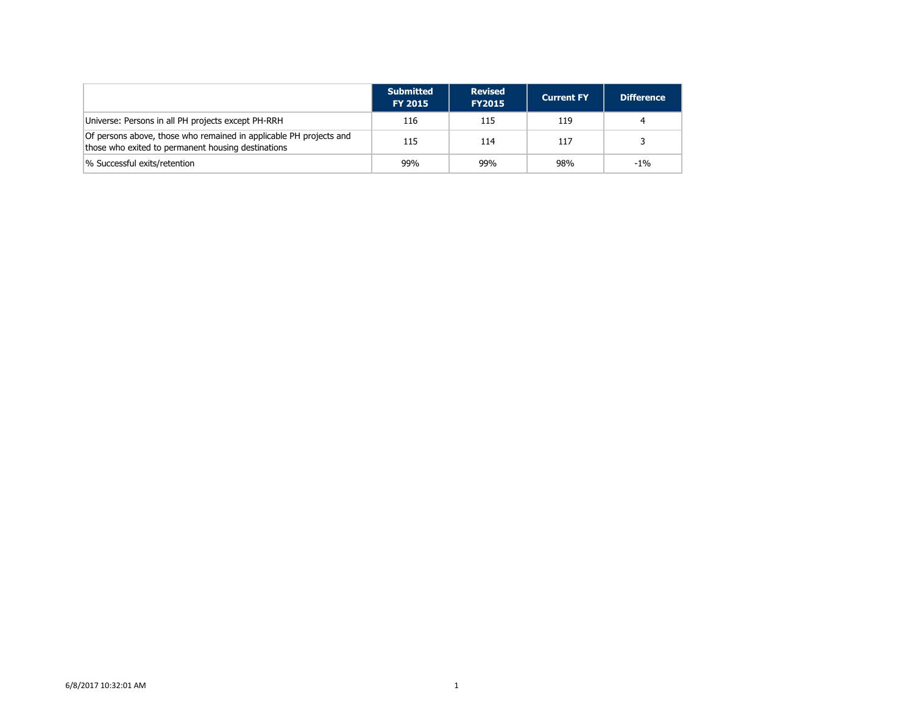| | Submitted FY 2015 | Revised FY2015 | Current FY | Difference |
|---|---|---|---|---|
| Universe: Persons in all PH projects except PH-RRH | 116 | 115 | 119 | 4 |
| Of persons above, those who remained in applicable PH projects and those who exited to permanent housing destinations | 115 | 114 | 117 | 3 |
| % Successful exits/retention | 99% | 99% | 98% | -1% |